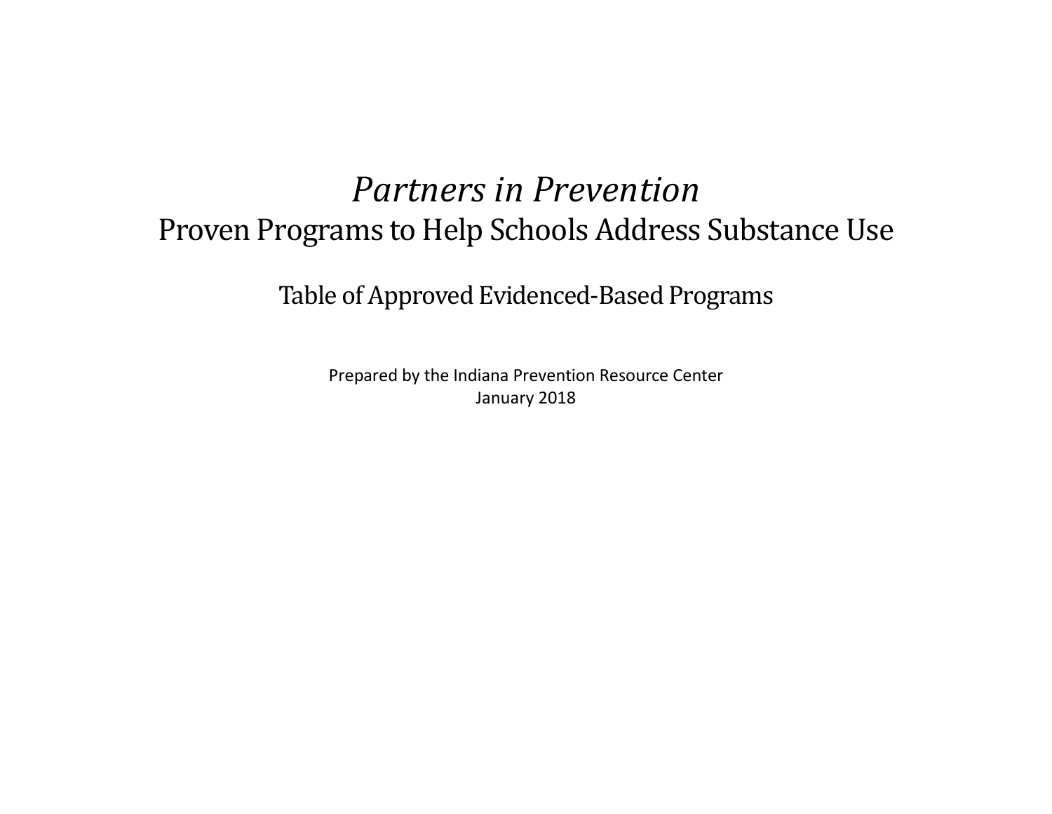# *Partners in Prevention*

## Proven Programs to Help Schools Address Substance Use

### Table of Approved Evidenced-Based Programs

Prepared by the Indiana Prevention Resource Center
January 2018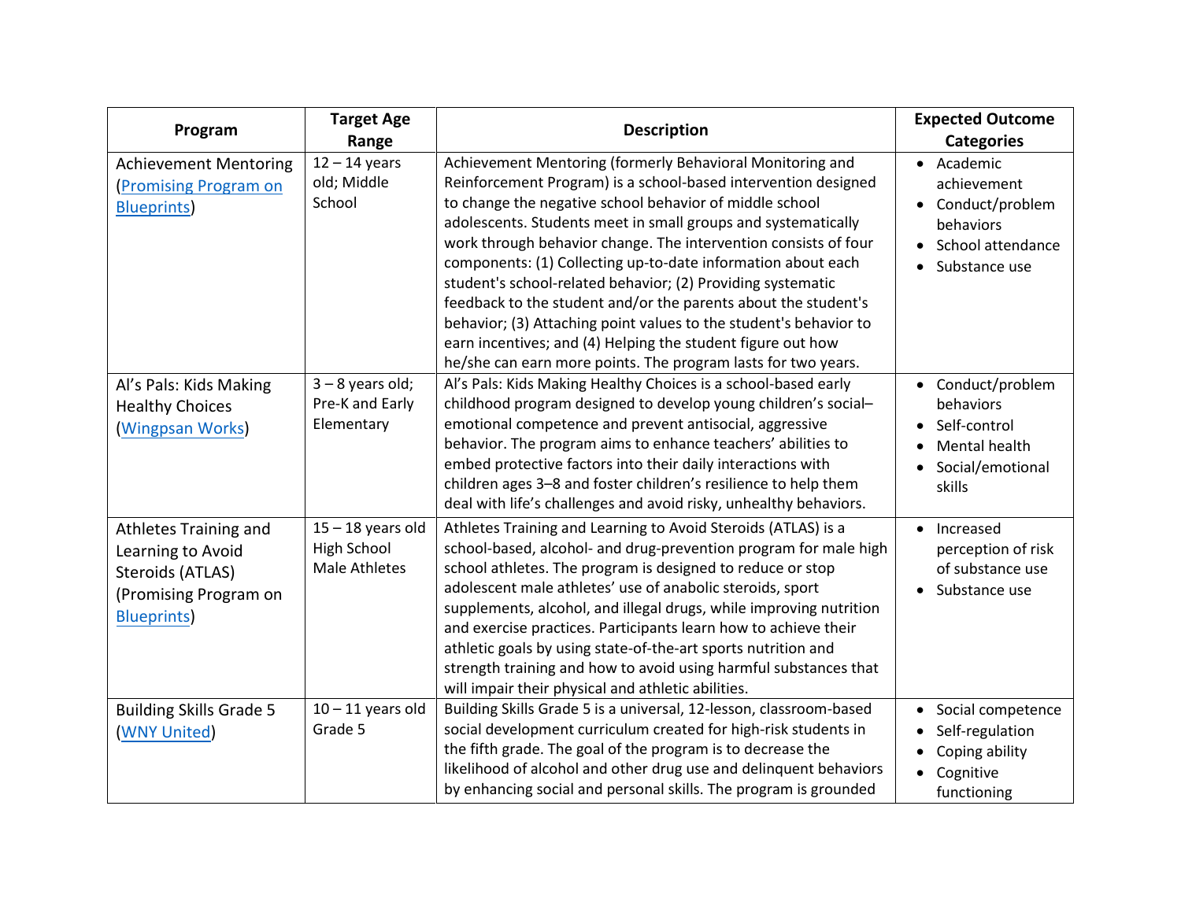| Program | Target Age Range | Description | Expected Outcome Categories |
|---|---|---|---|
| Achievement Mentoring (Promising Program on Blueprints) | 12 – 14 years old; Middle School | Achievement Mentoring (formerly Behavioral Monitoring and Reinforcement Program) is a school-based intervention designed to change the negative school behavior of middle school adolescents. Students meet in small groups and systematically work through behavior change. The intervention consists of four components: (1) Collecting up-to-date information about each student's school-related behavior; (2) Providing systematic feedback to the student and/or the parents about the student's behavior; (3) Attaching point values to the student's behavior to earn incentives; and (4) Helping the student figure out how he/she can earn more points. The program lasts for two years. | • Academic achievement<br>• Conduct/problem behaviors<br>• School attendance<br>• Substance use |
| Al's Pals: Kids Making Healthy Choices (Wingpsan Works) | 3 – 8 years old; Pre-K and Early Elementary | Al's Pals: Kids Making Healthy Choices is a school-based early childhood program designed to develop young children's social–emotional competence and prevent antisocial, aggressive behavior. The program aims to enhance teachers' abilities to embed protective factors into their daily interactions with children ages 3–8 and foster children's resilience to help them deal with life's challenges and avoid risky, unhealthy behaviors. | • Conduct/problem behaviors<br>• Self-control<br>• Mental health<br>• Social/emotional skills |
| Athletes Training and Learning to Avoid Steroids (ATLAS) (Promising Program on Blueprints) | 15 – 18 years old High School Male Athletes | Athletes Training and Learning to Avoid Steroids (ATLAS) is a school-based, alcohol- and drug-prevention program for male high school athletes. The program is designed to reduce or stop adolescent male athletes' use of anabolic steroids, sport supplements, alcohol, and illegal drugs, while improving nutrition and exercise practices. Participants learn how to achieve their athletic goals by using state-of-the-art sports nutrition and strength training and how to avoid using harmful substances that will impair their physical and athletic abilities. | • Increased perception of risk of substance use<br>• Substance use |
| Building Skills Grade 5 (WNY United) | 10 – 11 years old Grade 5 | Building Skills Grade 5 is a universal, 12-lesson, classroom-based social development curriculum created for high-risk students in the fifth grade. The goal of the program is to decrease the likelihood of alcohol and other drug use and delinquent behaviors by enhancing social and personal skills. The program is grounded | • Social competence<br>• Self-regulation<br>• Coping ability<br>• Cognitive functioning |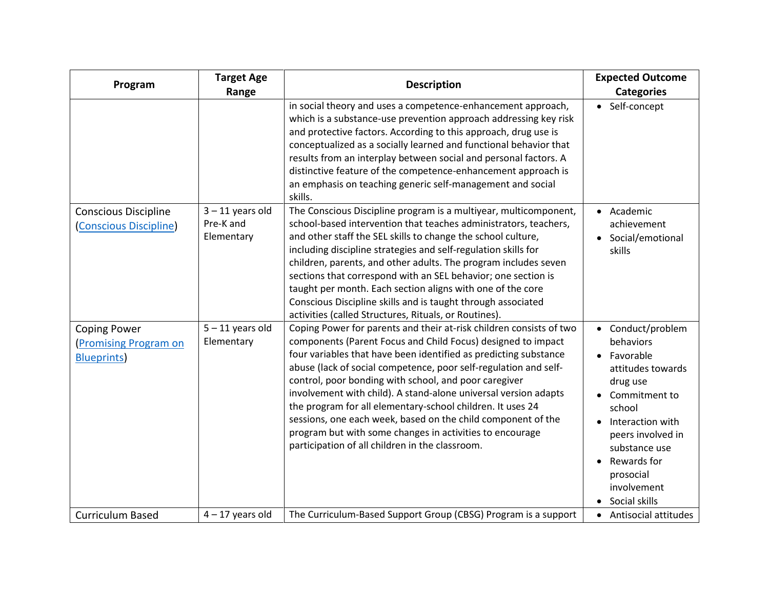| Program | Target Age Range | Description | Expected Outcome Categories |
|---|---|---|---|
| | | in social theory and uses a competence-enhancement approach, which is a substance-use prevention approach addressing key risk and protective factors. According to this approach, drug use is conceptualized as a socially learned and functional behavior that results from an interplay between social and personal factors. A distinctive feature of the competence-enhancement approach is an emphasis on teaching generic self-management and social skills. | • Self-concept |
| Conscious Discipline ([Conscious Discipline]()) | 3 – 11 years old Pre-K and Elementary | The Conscious Discipline program is a multiyear, multicomponent, school-based intervention that teaches administrators, teachers, and other staff the SEL skills to change the school culture, including discipline strategies and self-regulation skills for children, parents, and other adults. The program includes seven sections that correspond with an SEL behavior; one section is taught per month. Each section aligns with one of the core Conscious Discipline skills and is taught through associated activities (called Structures, Rituals, or Routines). | • Academic achievement<br>• Social/emotional skills |
| Coping Power ([Promising Program on Blueprints]()) | 5 – 11 years old Elementary | Coping Power for parents and their at-risk children consists of two components (Parent Focus and Child Focus) designed to impact four variables that have been identified as predicting substance abuse (lack of social competence, poor self-regulation and self-control, poor bonding with school, and poor caregiver involvement with child). A stand-alone universal version adapts the program for all elementary-school children. It uses 24 sessions, one each week, based on the child component of the program but with some changes in activities to encourage participation of all children in the classroom. | • Conduct/problem behaviors<br>• Favorable attitudes towards drug use<br>• Commitment to school<br>• Interaction with peers involved in substance use<br>• Rewards for prosocial involvement<br>• Social skills |
| Curriculum Based | 4 – 17 years old | The Curriculum-Based Support Group (CBSG) Program is a support | • Antisocial attitudes |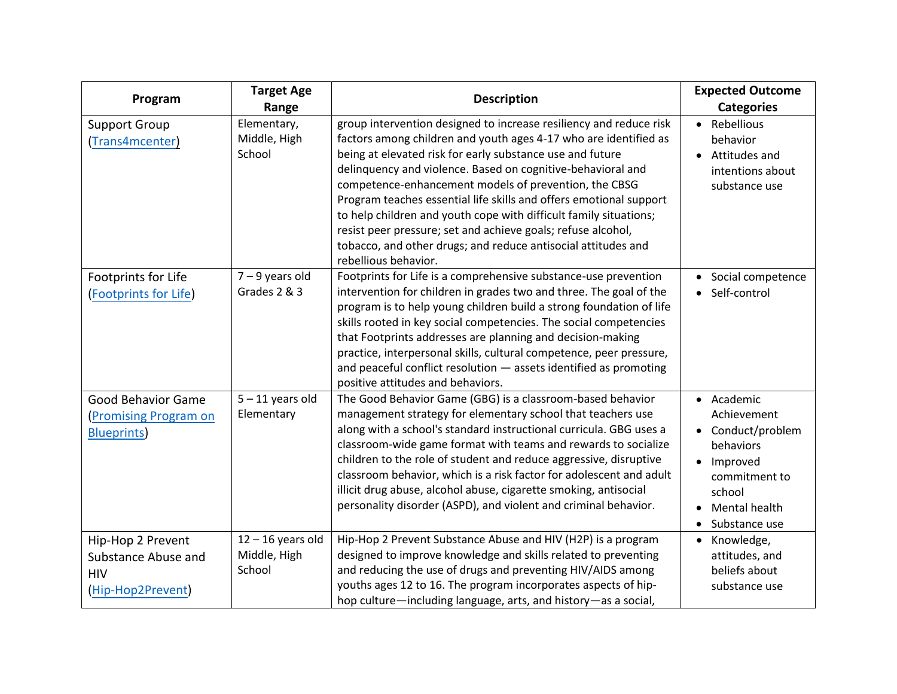| Program | Target Age Range | Description | Expected Outcome Categories |
|---|---|---|---|
| Support Group (Trans4mcenter) | Elementary, Middle, High School | group intervention designed to increase resiliency and reduce risk factors among children and youth ages 4-17 who are identified as being at elevated risk for early substance use and future delinquency and violence. Based on cognitive-behavioral and competence-enhancement models of prevention, the CBSG Program teaches essential life skills and offers emotional support to help children and youth cope with difficult family situations; resist peer pressure; set and achieve goals; refuse alcohol, tobacco, and other drugs; and reduce antisocial attitudes and rebellious behavior. | • Rebellious behavior<br>• Attitudes and intentions about substance use |
| Footprints for Life (Footprints for Life) | 7 – 9 years old Grades 2 & 3 | Footprints for Life is a comprehensive substance-use prevention intervention for children in grades two and three. The goal of the program is to help young children build a strong foundation of life skills rooted in key social competencies. The social competencies that Footprints addresses are planning and decision-making practice, interpersonal skills, cultural competence, peer pressure, and peaceful conflict resolution — assets identified as promoting positive attitudes and behaviors. | • Social competence<br>• Self-control |
| Good Behavior Game (Promising Program on Blueprints) | 5 – 11 years old Elementary | The Good Behavior Game (GBG) is a classroom-based behavior management strategy for elementary school that teachers use along with a school's standard instructional curricula. GBG uses a classroom-wide game format with teams and rewards to socialize children to the role of student and reduce aggressive, disruptive classroom behavior, which is a risk factor for adolescent and adult illicit drug abuse, alcohol abuse, cigarette smoking, antisocial personality disorder (ASPD), and violent and criminal behavior. | • Academic Achievement<br>• Conduct/problem behaviors<br>• Improved commitment to school<br>• Mental health<br>• Substance use |
| Hip-Hop 2 Prevent Substance Abuse and HIV (Hip-Hop2Prevent) | 12 – 16 years old Middle, High School | Hip-Hop 2 Prevent Substance Abuse and HIV (H2P) is a program designed to improve knowledge and skills related to preventing and reducing the use of drugs and preventing HIV/AIDS among youths ages 12 to 16. The program incorporates aspects of hip-hop culture—including language, arts, and history—as a social, | • Knowledge, attitudes, and beliefs about substance use |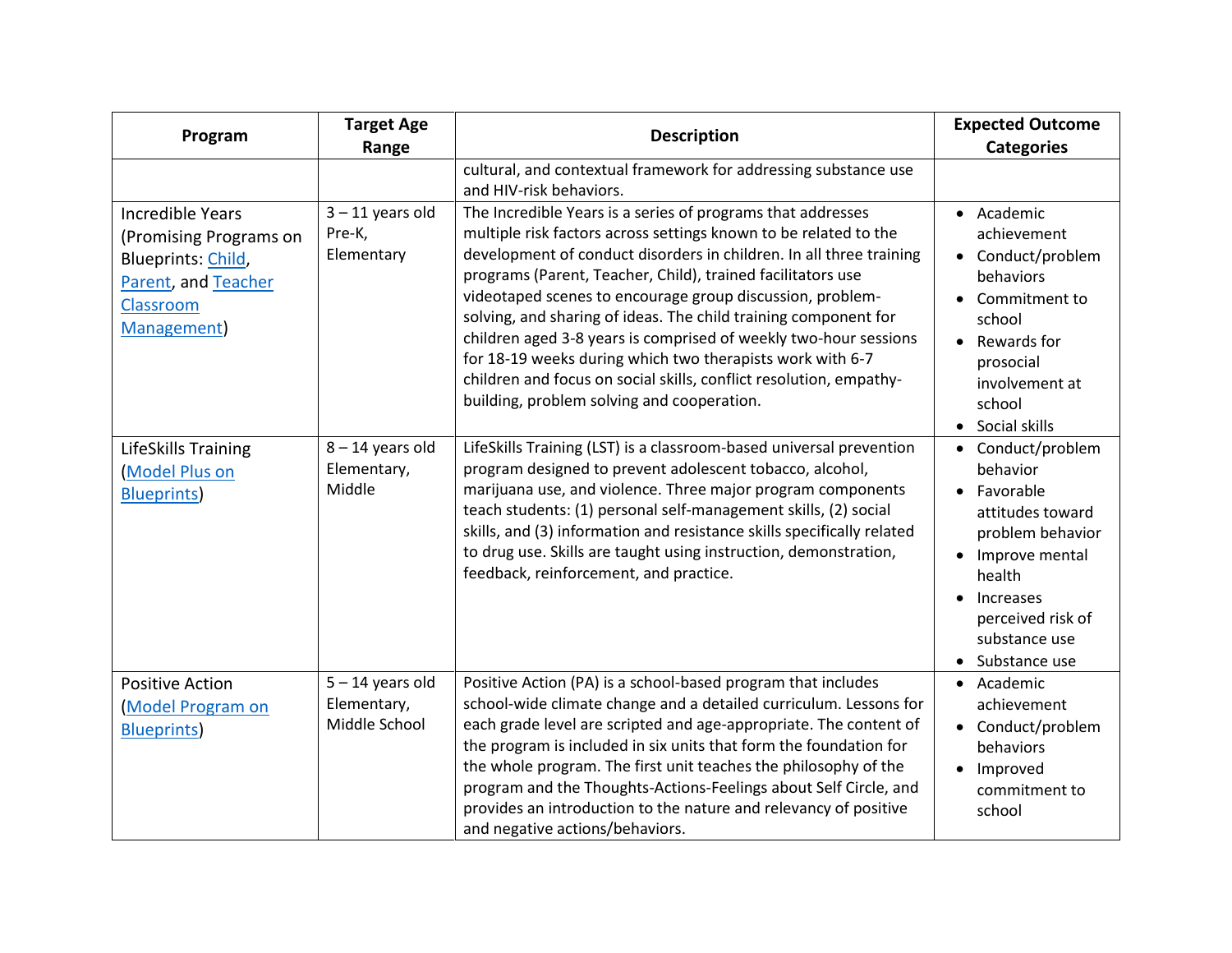| Program | Target Age Range | Description | Expected Outcome Categories |
|---|---|---|---|
| | | cultural, and contextual framework for addressing substance use and HIV-risk behaviors. | |
| Incredible Years (Promising Programs on Blueprints: Child, Parent, and Teacher Classroom Management) | 3 – 11 years old Pre-K, Elementary | The Incredible Years is a series of programs that addresses multiple risk factors across settings known to be related to the development of conduct disorders in children. In all three training programs (Parent, Teacher, Child), trained facilitators use videotaped scenes to encourage group discussion, problem-solving, and sharing of ideas. The child training component for children aged 3-8 years is comprised of weekly two-hour sessions for 18-19 weeks during which two therapists work with 6-7 children and focus on social skills, conflict resolution, empathy-building, problem solving and cooperation. | • Academic achievement<br>• Conduct/problem behaviors<br>• Commitment to school<br>• Rewards for prosocial involvement at school<br>• Social skills |
| LifeSkills Training (Model Plus on Blueprints) | 8 – 14 years old Elementary, Middle | LifeSkills Training (LST) is a classroom-based universal prevention program designed to prevent adolescent tobacco, alcohol, marijuana use, and violence. Three major program components teach students: (1) personal self-management skills, (2) social skills, and (3) information and resistance skills specifically related to drug use. Skills are taught using instruction, demonstration, feedback, reinforcement, and practice. | • Conduct/problem behavior<br>• Favorable attitudes toward problem behavior<br>• Improve mental health<br>• Increases perceived risk of substance use<br>• Substance use |
| Positive Action (Model Program on Blueprints) | 5 – 14 years old Elementary, Middle School | Positive Action (PA) is a school-based program that includes school-wide climate change and a detailed curriculum. Lessons for each grade level are scripted and age-appropriate. The content of the program is included in six units that form the foundation for the whole program. The first unit teaches the philosophy of the program and the Thoughts-Actions-Feelings about Self Circle, and provides an introduction to the nature and relevancy of positive and negative actions/behaviors. | • Academic achievement<br>• Conduct/problem behaviors<br>• Improved commitment to school |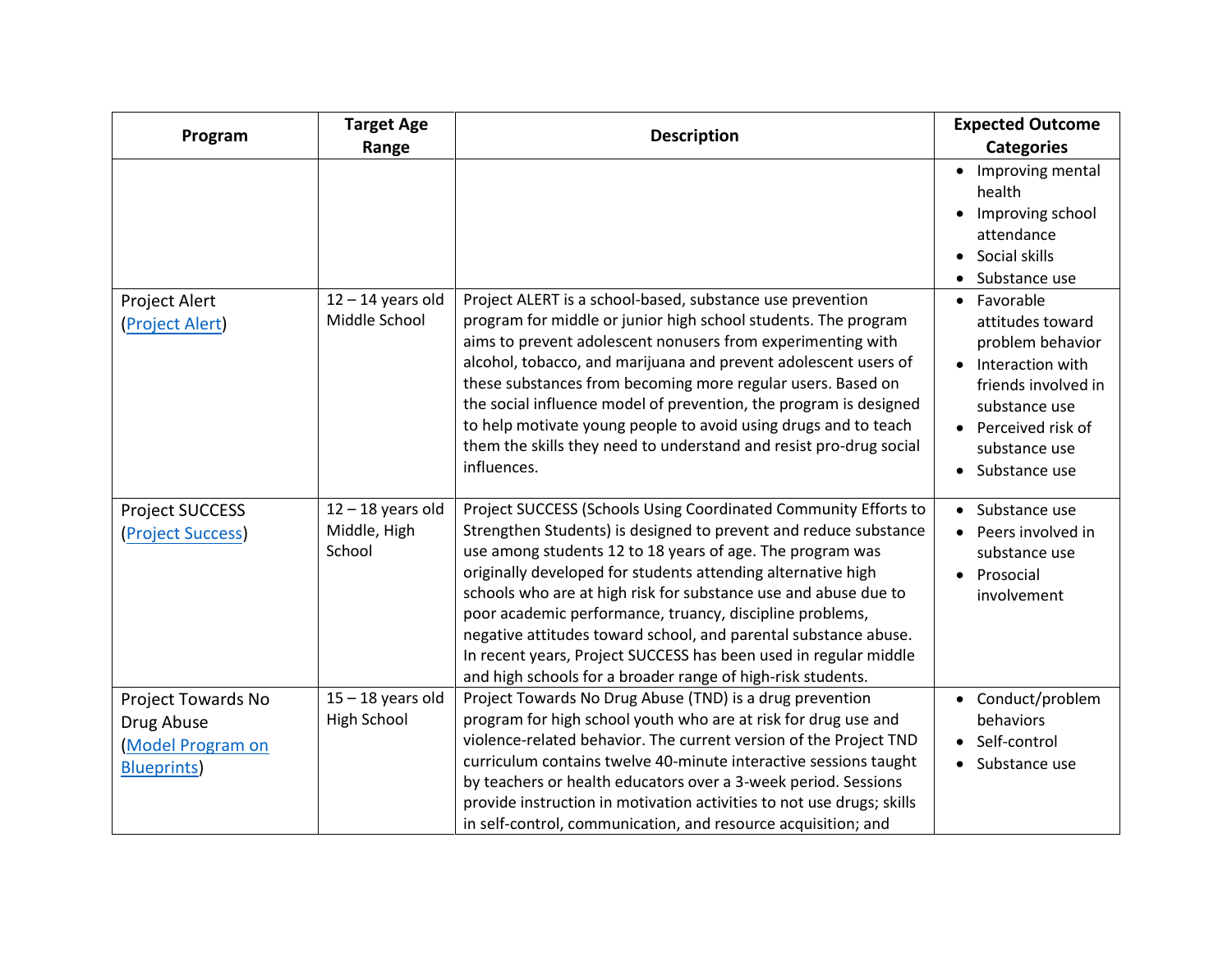| Program | Target Age Range | Description | Expected Outcome Categories |
|---|---|---|---|
| | | | • Improving mental health<br>• Improving school attendance<br>• Social skills<br>• Substance use |
| Project Alert ([Project Alert]) | 12 – 14 years old Middle School | Project ALERT is a school-based, substance use prevention program for middle or junior high school students. The program aims to prevent adolescent nonusers from experimenting with alcohol, tobacco, and marijuana and prevent adolescent users of these substances from becoming more regular users. Based on the social influence model of prevention, the program is designed to help motivate young people to avoid using drugs and to teach them the skills they need to understand and resist pro-drug social influences. | • Favorable attitudes toward problem behavior<br>• Interaction with friends involved in substance use<br>• Perceived risk of substance use<br>• Substance use |
| Project SUCCESS ([Project Success]) | 12 – 18 years old Middle, High School | Project SUCCESS (Schools Using Coordinated Community Efforts to Strengthen Students) is designed to prevent and reduce substance use among students 12 to 18 years of age. The program was originally developed for students attending alternative high schools who are at high risk for substance use and abuse due to poor academic performance, truancy, discipline problems, negative attitudes toward school, and parental substance abuse. In recent years, Project SUCCESS has been used in regular middle and high schools for a broader range of high-risk students. | • Substance use<br>• Peers involved in substance use<br>• Prosocial involvement |
| Project Towards No Drug Abuse ([Model Program on Blueprints]) | 15 – 18 years old High School | Project Towards No Drug Abuse (TND) is a drug prevention program for high school youth who are at risk for drug use and violence-related behavior. The current version of the Project TND curriculum contains twelve 40-minute interactive sessions taught by teachers or health educators over a 3-week period. Sessions provide instruction in motivation activities to not use drugs; skills in self-control, communication, and resource acquisition; and | • Conduct/problem behaviors<br>• Self-control<br>• Substance use |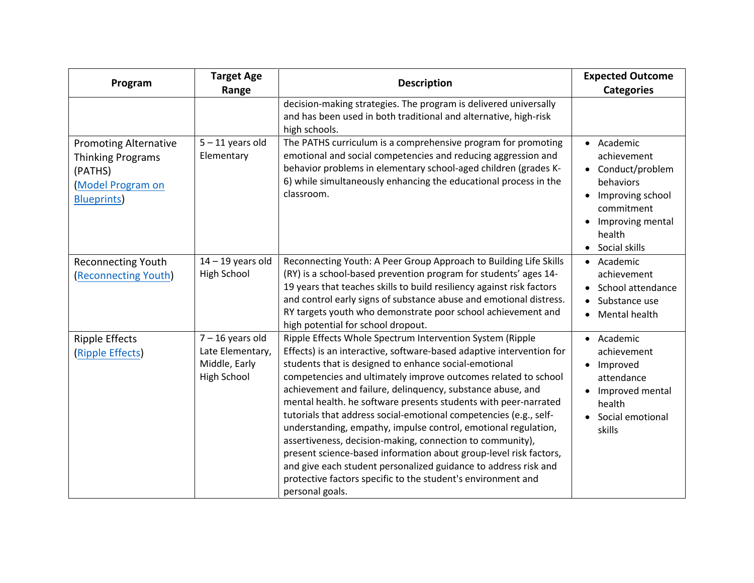| Program | Target Age Range | Description | Expected Outcome Categories |
|---|---|---|---|
| | | decision-making strategies. The program is delivered universally and has been used in both traditional and alternative, high-risk high schools. | |
| Promoting Alternative Thinking Programs (PATHS) (Model Program on Blueprints) | 5 – 11 years old Elementary | The PATHS curriculum is a comprehensive program for promoting emotional and social competencies and reducing aggression and behavior problems in elementary school-aged children (grades K-6) while simultaneously enhancing the educational process in the classroom. | • Academic achievement<br>• Conduct/problem behaviors<br>• Improving school commitment<br>• Improving mental health<br>• Social skills |
| Reconnecting Youth (Reconnecting Youth) | 14 – 19 years old High School | Reconnecting Youth: A Peer Group Approach to Building Life Skills (RY) is a school-based prevention program for students' ages 14-19 years that teaches skills to build resiliency against risk factors and control early signs of substance abuse and emotional distress. RY targets youth who demonstrate poor school achievement and high potential for school dropout. | • Academic achievement<br>• School attendance<br>• Substance use<br>• Mental health |
| Ripple Effects (Ripple Effects) | 7 – 16 years old Late Elementary, Middle, Early High School | Ripple Effects Whole Spectrum Intervention System (Ripple Effects) is an interactive, software-based adaptive intervention for students that is designed to enhance social-emotional competencies and ultimately improve outcomes related to school achievement and failure, delinquency, substance abuse, and mental health. he software presents students with peer-narrated tutorials that address social-emotional competencies (e.g., self-understanding, empathy, impulse control, emotional regulation, assertiveness, decision-making, connection to community), present science-based information about group-level risk factors, and give each student personalized guidance to address risk and protective factors specific to the student's environment and personal goals. | • Academic achievement<br>• Improved attendance<br>• Improved mental health<br>• Social emotional skills |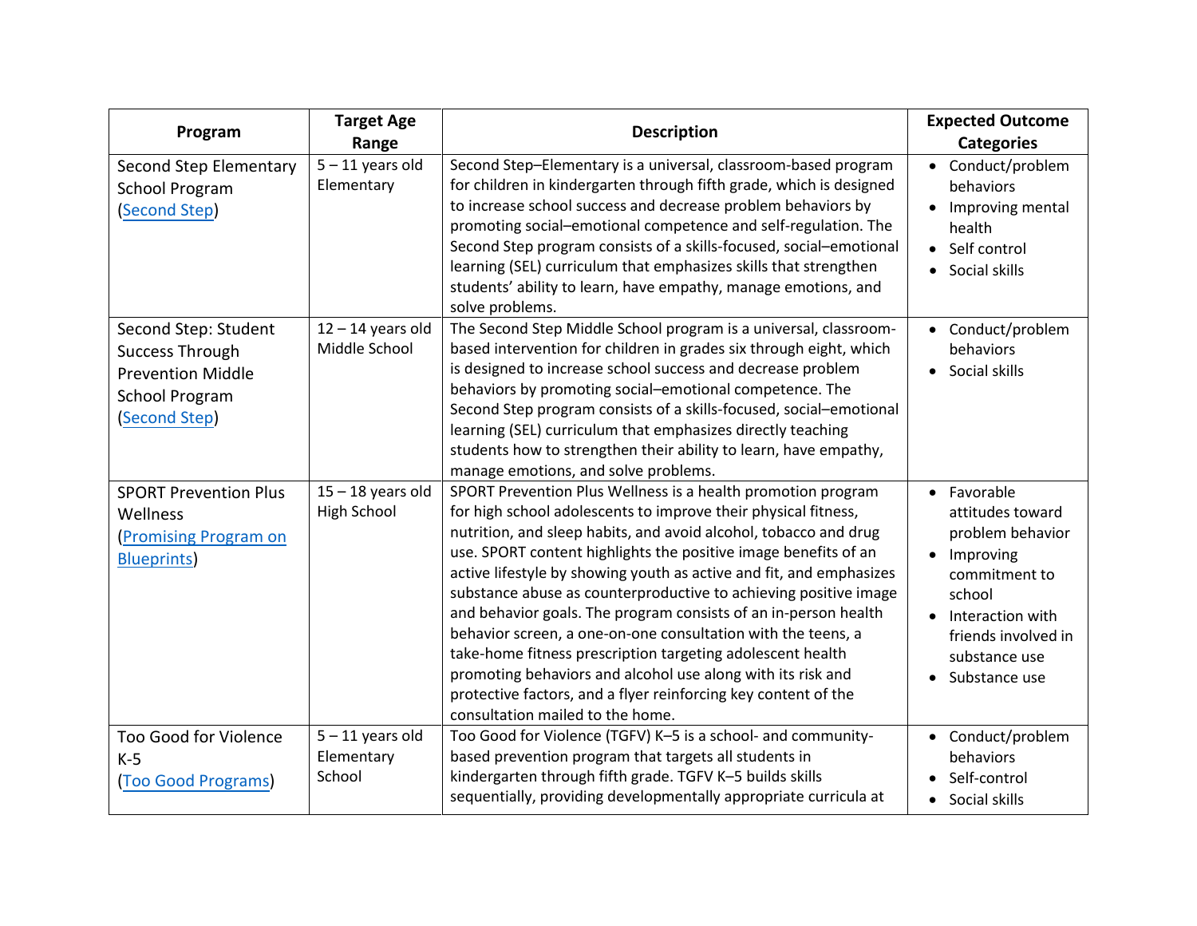| Program | Target Age Range | Description | Expected Outcome Categories |
|---|---|---|---|
| Second Step Elementary School Program (Second Step) | 5 – 11 years old Elementary | Second Step–Elementary is a universal, classroom-based program for children in kindergarten through fifth grade, which is designed to increase school success and decrease problem behaviors by promoting social–emotional competence and self-regulation. The Second Step program consists of a skills-focused, social–emotional learning (SEL) curriculum that emphasizes skills that strengthen students' ability to learn, have empathy, manage emotions, and solve problems. | • Conduct/problem behaviors<br>• Improving mental health<br>• Self control<br>• Social skills |
| Second Step: Student Success Through Prevention Middle School Program (Second Step) | 12 – 14 years old Middle School | The Second Step Middle School program is a universal, classroom-based intervention for children in grades six through eight, which is designed to increase school success and decrease problem behaviors by promoting social–emotional competence. The Second Step program consists of a skills-focused, social–emotional learning (SEL) curriculum that emphasizes directly teaching students how to strengthen their ability to learn, have empathy, manage emotions, and solve problems. | • Conduct/problem behaviors<br>• Social skills |
| SPORT Prevention Plus Wellness (Promising Program on Blueprints) | 15 – 18 years old High School | SPORT Prevention Plus Wellness is a health promotion program for high school adolescents to improve their physical fitness, nutrition, and sleep habits, and avoid alcohol, tobacco and drug use. SPORT content highlights the positive image benefits of an active lifestyle by showing youth as active and fit, and emphasizes substance abuse as counterproductive to achieving positive image and behavior goals. The program consists of an in-person health behavior screen, a one-on-one consultation with the teens, a take-home fitness prescription targeting adolescent health promoting behaviors and alcohol use along with its risk and protective factors, and a flyer reinforcing key content of the consultation mailed to the home. | • Favorable attitudes toward problem behavior<br>• Improving commitment to school<br>• Interaction with friends involved in substance use<br>• Substance use |
| Too Good for Violence K-5 (Too Good Programs) | 5 – 11 years old Elementary School | Too Good for Violence (TGFV) K–5 is a school- and community-based prevention program that targets all students in kindergarten through fifth grade. TGFV K–5 builds skills sequentially, providing developmentally appropriate curricula at | • Conduct/problem behaviors<br>• Self-control<br>• Social skills |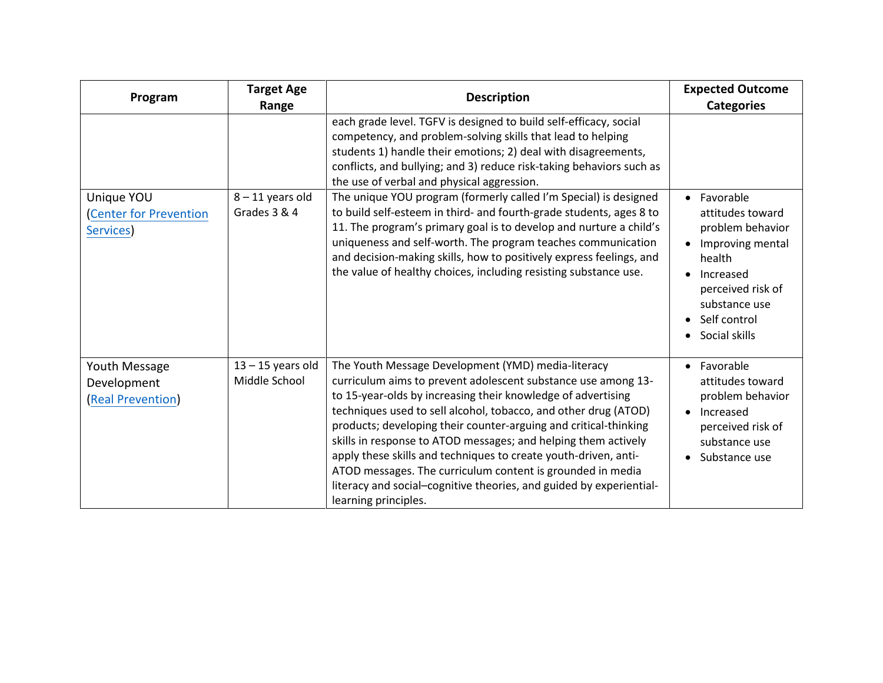| Program | Target Age Range | Description | Expected Outcome Categories |
|---|---|---|---|
| | | each grade level. TGFV is designed to build self-efficacy, social competency, and problem-solving skills that lead to helping students 1) handle their emotions; 2) deal with disagreements, conflicts, and bullying; and 3) reduce risk-taking behaviors such as the use of verbal and physical aggression. | |
| Unique YOU (Center for Prevention Services) | 8 – 11 years old Grades 3 & 4 | The unique YOU program (formerly called I'm Special) is designed to build self-esteem in third- and fourth-grade students, ages 8 to 11. The program's primary goal is to develop and nurture a child's uniqueness and self-worth. The program teaches communication and decision-making skills, how to positively express feelings, and the value of healthy choices, including resisting substance use. | • Favorable attitudes toward problem behavior<br>• Improving mental health<br>• Increased perceived risk of substance use<br>• Self control<br>• Social skills |
| Youth Message Development (Real Prevention) | 13 – 15 years old Middle School | The Youth Message Development (YMD) media-literacy curriculum aims to prevent adolescent substance use among 13- to 15-year-olds by increasing their knowledge of advertising techniques used to sell alcohol, tobacco, and other drug (ATOD) products; developing their counter-arguing and critical-thinking skills in response to ATOD messages; and helping them actively apply these skills and techniques to create youth-driven, anti-ATOD messages. The curriculum content is grounded in media literacy and social–cognitive theories, and guided by experiential-learning principles. | • Favorable attitudes toward problem behavior<br>• Increased perceived risk of substance use<br>• Substance use |